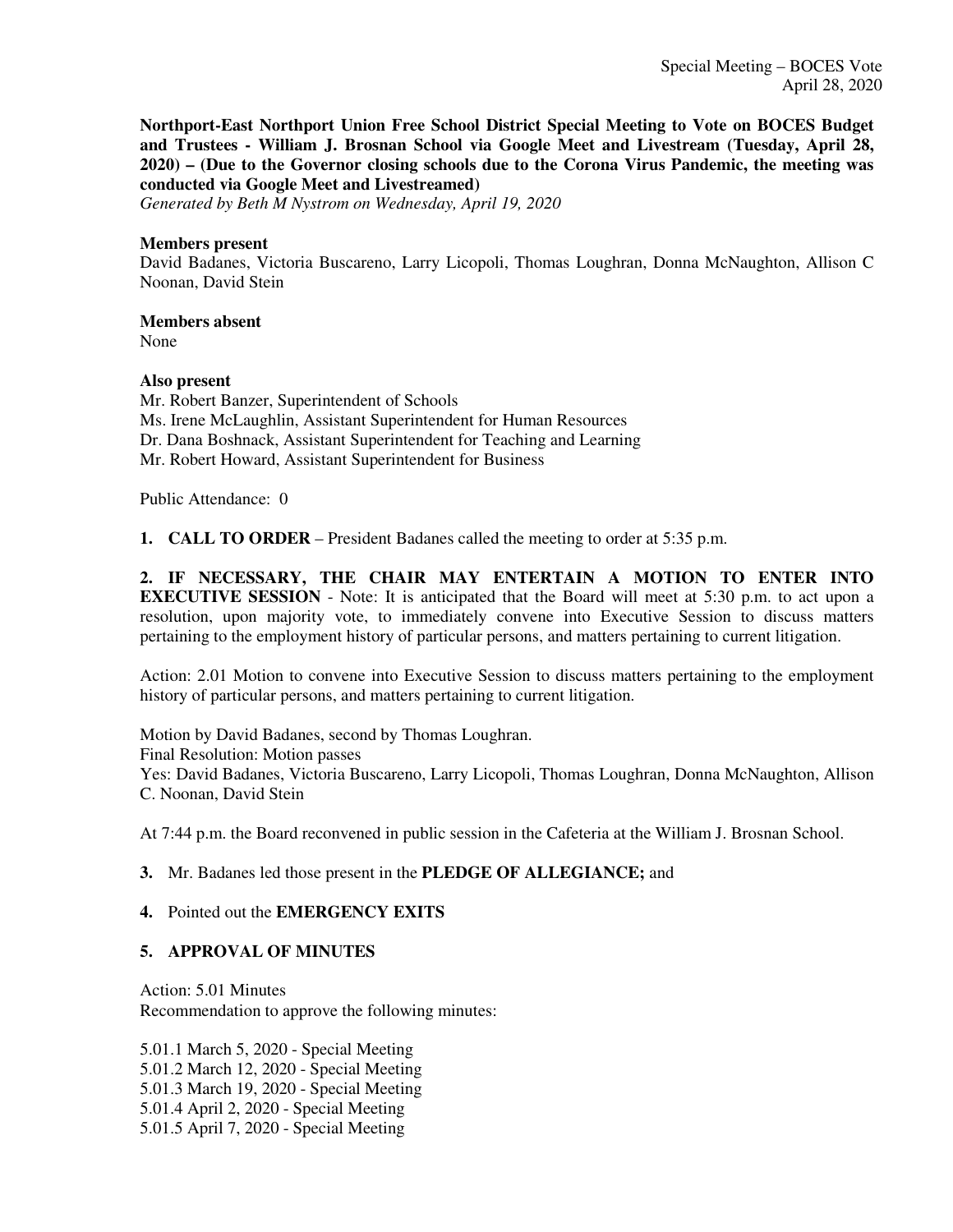**Northport-East Northport Union Free School District Special Meeting to Vote on BOCES Budget and Trustees - William J. Brosnan School via Google Meet and Livestream (Tuesday, April 28, 2020) – (Due to the Governor closing schools due to the Corona Virus Pandemic, the meeting was conducted via Google Meet and Livestreamed)**

*Generated by Beth M Nystrom on Wednesday, April 19, 2020*

**Members present**

David Badanes, Victoria Buscareno, Larry Licopoli, Thomas Loughran, Donna McNaughton, Allison C Noonan, David Stein

**Members absent**

None

**Also present**

Mr. Robert Banzer, Superintendent of Schools
Ms. Irene McLaughlin, Assistant Superintendent for Human Resources
Dr. Dana Boshnack, Assistant Superintendent for Teaching and Learning
Mr. Robert Howard, Assistant Superintendent for Business

Public Attendance: 0

**1. CALL TO ORDER** – President Badanes called the meeting to order at 5:35 p.m.

**2. IF NECESSARY, THE CHAIR MAY ENTERTAIN A MOTION TO ENTER INTO EXECUTIVE SESSION** - Note: It is anticipated that the Board will meet at 5:30 p.m. to act upon a resolution, upon majority vote, to immediately convene into Executive Session to discuss matters pertaining to the employment history of particular persons, and matters pertaining to current litigation.

Action: 2.01 Motion to convene into Executive Session to discuss matters pertaining to the employment history of particular persons, and matters pertaining to current litigation.

Motion by David Badanes, second by Thomas Loughran.
Final Resolution: Motion passes
Yes: David Badanes, Victoria Buscareno, Larry Licopoli, Thomas Loughran, Donna McNaughton, Allison C. Noonan, David Stein

At 7:44 p.m. the Board reconvened in public session in the Cafeteria at the William J. Brosnan School.

**3.** Mr. Badanes led those present in the **PLEDGE OF ALLEGIANCE;** and

**4.** Pointed out the **EMERGENCY EXITS**

**5. APPROVAL OF MINUTES**

Action: 5.01 Minutes
Recommendation to approve the following minutes:

5.01.1 March 5, 2020 - Special Meeting
5.01.2 March 12, 2020 - Special Meeting
5.01.3 March 19, 2020 - Special Meeting
5.01.4 April 2, 2020 - Special Meeting
5.01.5 April 7, 2020 - Special Meeting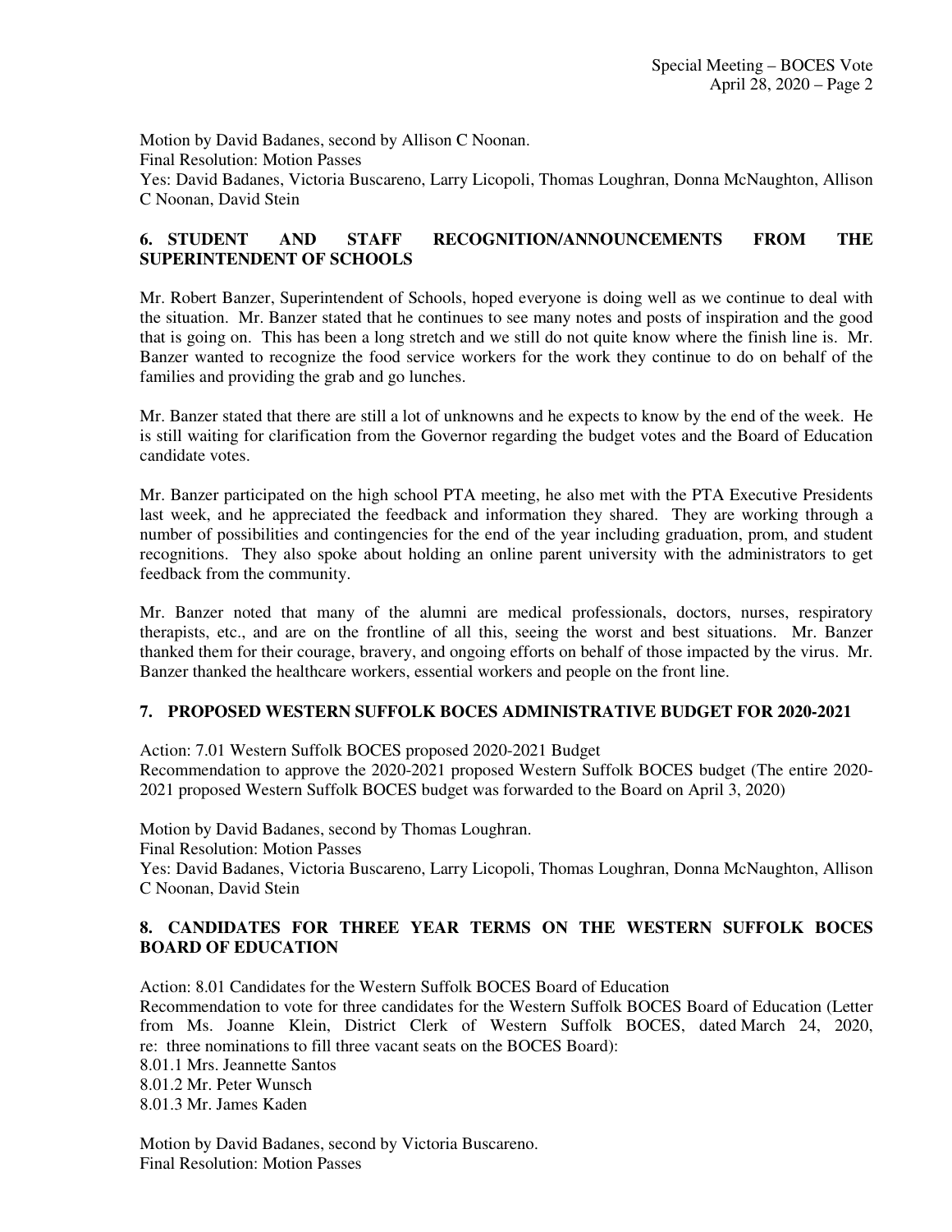Motion by David Badanes, second by Allison C Noonan.
Final Resolution: Motion Passes
Yes: David Badanes, Victoria Buscareno, Larry Licopoli, Thomas Loughran, Donna McNaughton, Allison C Noonan, David Stein

## 6. STUDENT AND STAFF RECOGNITION/ANNOUNCEMENTS FROM THE SUPERINTENDENT OF SCHOOLS

Mr. Robert Banzer, Superintendent of Schools, hoped everyone is doing well as we continue to deal with the situation. Mr. Banzer stated that he continues to see many notes and posts of inspiration and the good that is going on. This has been a long stretch and we still do not quite know where the finish line is. Mr. Banzer wanted to recognize the food service workers for the work they continue to do on behalf of the families and providing the grab and go lunches.

Mr. Banzer stated that there are still a lot of unknowns and he expects to know by the end of the week. He is still waiting for clarification from the Governor regarding the budget votes and the Board of Education candidate votes.

Mr. Banzer participated on the high school PTA meeting, he also met with the PTA Executive Presidents last week, and he appreciated the feedback and information they shared. They are working through a number of possibilities and contingencies for the end of the year including graduation, prom, and student recognitions. They also spoke about holding an online parent university with the administrators to get feedback from the community.

Mr. Banzer noted that many of the alumni are medical professionals, doctors, nurses, respiratory therapists, etc., and are on the frontline of all this, seeing the worst and best situations. Mr. Banzer thanked them for their courage, bravery, and ongoing efforts on behalf of those impacted by the virus. Mr. Banzer thanked the healthcare workers, essential workers and people on the front line.

## 7. PROPOSED WESTERN SUFFOLK BOCES ADMINISTRATIVE BUDGET FOR 2020-2021

Action: 7.01 Western Suffolk BOCES proposed 2020-2021 Budget
Recommendation to approve the 2020-2021 proposed Western Suffolk BOCES budget (The entire 2020-2021 proposed Western Suffolk BOCES budget was forwarded to the Board on April 3, 2020)

Motion by David Badanes, second by Thomas Loughran.
Final Resolution: Motion Passes
Yes: David Badanes, Victoria Buscareno, Larry Licopoli, Thomas Loughran, Donna McNaughton, Allison C Noonan, David Stein

## 8. CANDIDATES FOR THREE YEAR TERMS ON THE WESTERN SUFFOLK BOCES BOARD OF EDUCATION

Action: 8.01 Candidates for the Western Suffolk BOCES Board of Education
Recommendation to vote for three candidates for the Western Suffolk BOCES Board of Education (Letter from Ms. Joanne Klein, District Clerk of Western Suffolk BOCES, dated March 24, 2020, re: three nominations to fill three vacant seats on the BOCES Board):
8.01.1 Mrs. Jeannette Santos
8.01.2 Mr. Peter Wunsch
8.01.3 Mr. James Kaden

Motion by David Badanes, second by Victoria Buscareno.
Final Resolution: Motion Passes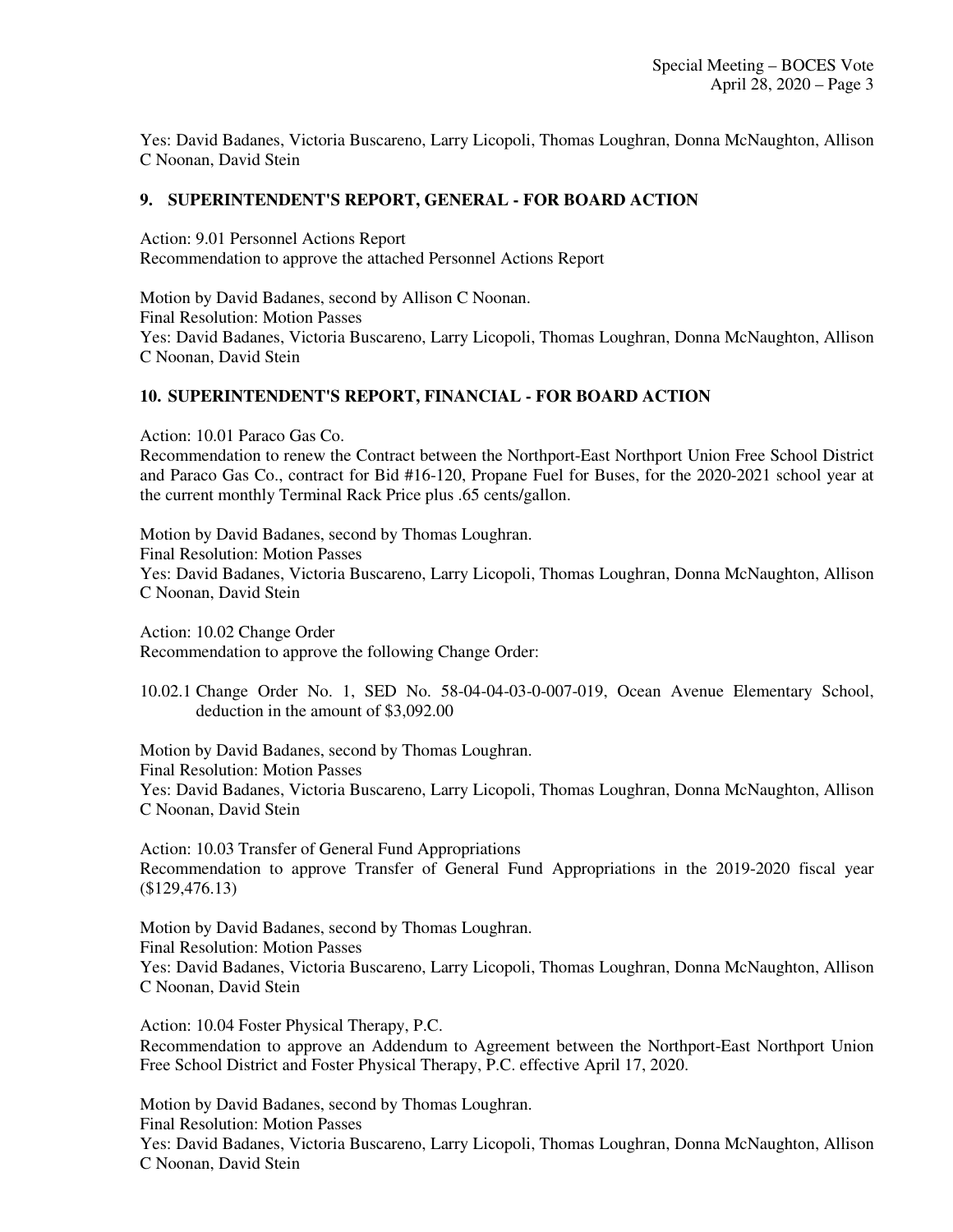Yes: David Badanes, Victoria Buscareno, Larry Licopoli, Thomas Loughran, Donna McNaughton, Allison C Noonan, David Stein

## 9. SUPERINTENDENT'S REPORT, GENERAL - FOR BOARD ACTION

Action: 9.01 Personnel Actions Report
Recommendation to approve the attached Personnel Actions Report

Motion by David Badanes, second by Allison C Noonan.
Final Resolution: Motion Passes
Yes: David Badanes, Victoria Buscareno, Larry Licopoli, Thomas Loughran, Donna McNaughton, Allison C Noonan, David Stein

## 10. SUPERINTENDENT'S REPORT, FINANCIAL - FOR BOARD ACTION

Action: 10.01 Paraco Gas Co.
Recommendation to renew the Contract between the Northport-East Northport Union Free School District and Paraco Gas Co., contract for Bid #16-120, Propane Fuel for Buses, for the 2020-2021 school year at the current monthly Terminal Rack Price plus .65 cents/gallon.

Motion by David Badanes, second by Thomas Loughran.
Final Resolution: Motion Passes
Yes: David Badanes, Victoria Buscareno, Larry Licopoli, Thomas Loughran, Donna McNaughton, Allison C Noonan, David Stein

Action: 10.02 Change Order
Recommendation to approve the following Change Order:

10.02.1 Change Order No. 1, SED No. 58-04-04-03-0-007-019, Ocean Avenue Elementary School, deduction in the amount of $3,092.00

Motion by David Badanes, second by Thomas Loughran.
Final Resolution: Motion Passes
Yes: David Badanes, Victoria Buscareno, Larry Licopoli, Thomas Loughran, Donna McNaughton, Allison C Noonan, David Stein

Action: 10.03 Transfer of General Fund Appropriations
Recommendation to approve Transfer of General Fund Appropriations in the 2019-2020 fiscal year ($129,476.13)

Motion by David Badanes, second by Thomas Loughran.
Final Resolution: Motion Passes
Yes: David Badanes, Victoria Buscareno, Larry Licopoli, Thomas Loughran, Donna McNaughton, Allison C Noonan, David Stein

Action: 10.04 Foster Physical Therapy, P.C.
Recommendation to approve an Addendum to Agreement between the Northport-East Northport Union Free School District and Foster Physical Therapy, P.C. effective April 17, 2020.

Motion by David Badanes, second by Thomas Loughran.
Final Resolution: Motion Passes
Yes: David Badanes, Victoria Buscareno, Larry Licopoli, Thomas Loughran, Donna McNaughton, Allison C Noonan, David Stein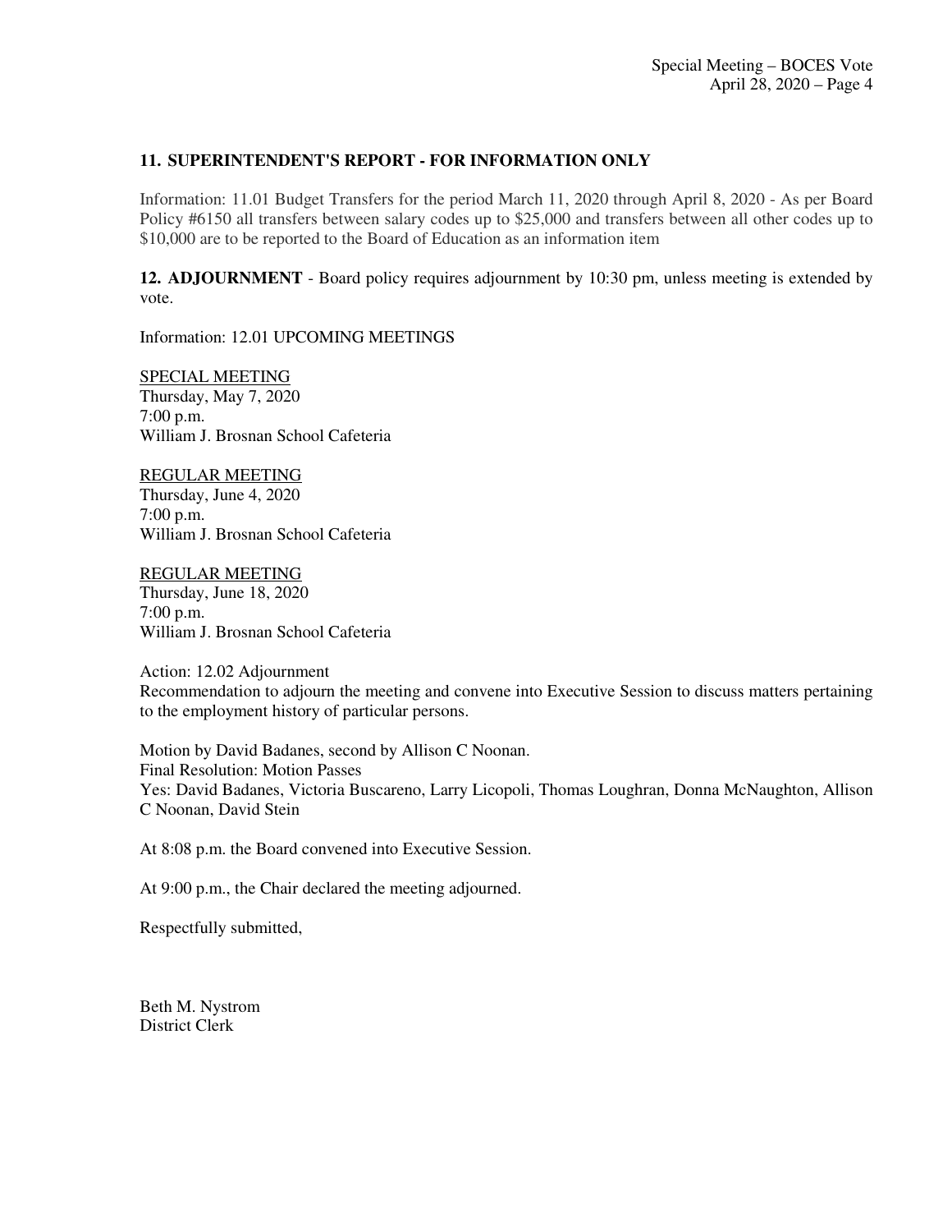## 11. SUPERINTENDENT'S REPORT - FOR INFORMATION ONLY

Information: 11.01 Budget Transfers for the period March 11, 2020 through April 8, 2020 - As per Board Policy #6150 all transfers between salary codes up to $25,000 and transfers between all other codes up to $10,000 are to be reported to the Board of Education as an information item

**12. ADJOURNMENT** - Board policy requires adjournment by 10:30 pm, unless meeting is extended by vote.

Information: 12.01 UPCOMING MEETINGS

SPECIAL MEETING
Thursday, May 7, 2020
7:00 p.m.
William J. Brosnan School Cafeteria

REGULAR MEETING
Thursday, June 4, 2020
7:00 p.m.
William J. Brosnan School Cafeteria

REGULAR MEETING
Thursday, June 18, 2020
7:00 p.m.
William J. Brosnan School Cafeteria

Action: 12.02 Adjournment
Recommendation to adjourn the meeting and convene into Executive Session to discuss matters pertaining to the employment history of particular persons.

Motion by David Badanes, second by Allison C Noonan.
Final Resolution: Motion Passes
Yes: David Badanes, Victoria Buscareno, Larry Licopoli, Thomas Loughran, Donna McNaughton, Allison C Noonan, David Stein

At 8:08 p.m. the Board convened into Executive Session.

At 9:00 p.m., the Chair declared the meeting adjourned.

Respectfully submitted,

Beth M. Nystrom
District Clerk